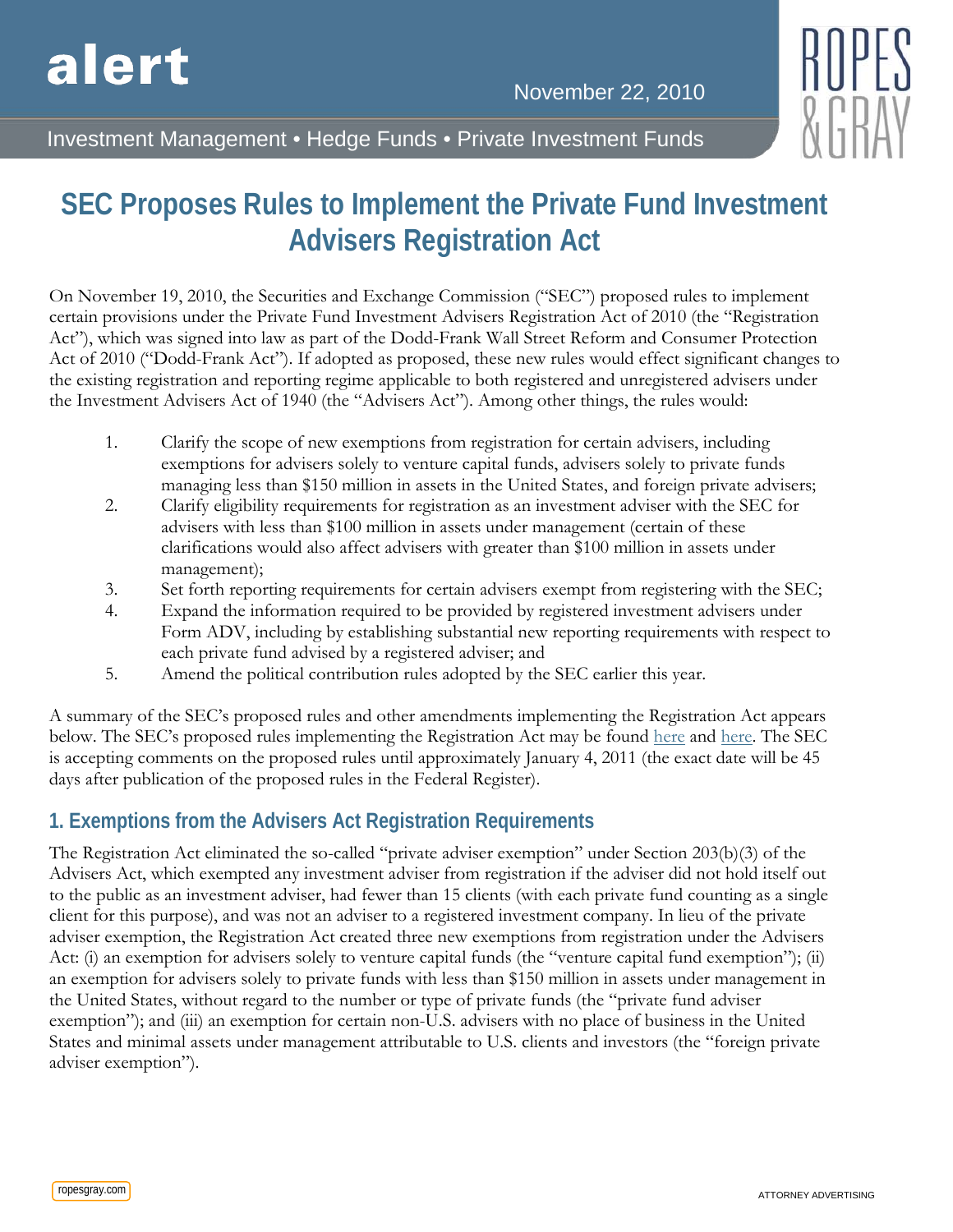alert

November 22, 2010

Investment Management • Hedge Funds • Private Investment Funds

# SEC Proposes Rules to Implement the Private Fund Investment Advisers Registration Act

On November 19, 2010, the Securities and Exchange Commission ("SEC") proposed rules to implement certain provisions under the Private Fund Investment Advisers Registration Act of 2010 (the "Registration Act"), which was signed into law as part of the Dodd-Frank Wall Street Reform and Consumer Protection Act of 2010 ("Dodd-Frank Act"). If adopted as proposed, these new rules would effect significant changes to the existing registration and reporting regime applicable to both registered and unregistered advisers under the Investment Advisers Act of 1940 (the "Advisers Act"). Among other things, the rules would:

1. Clarify the scope of new exemptions from registration for certain advisers, including exemptions for advisers solely to venture capital funds, advisers solely to private funds managing less than $150 million in assets in the United States, and foreign private advisers;
2. Clarify eligibility requirements for registration as an investment adviser with the SEC for advisers with less than $100 million in assets under management (certain of these clarifications would also affect advisers with greater than $100 million in assets under management);
3. Set forth reporting requirements for certain advisers exempt from registering with the SEC;
4. Expand the information required to be provided by registered investment advisers under Form ADV, including by establishing substantial new reporting requirements with respect to each private fund advised by a registered adviser; and
5. Amend the political contribution rules adopted by the SEC earlier this year.

A summary of the SEC's proposed rules and other amendments implementing the Registration Act appears below. The SEC's proposed rules implementing the Registration Act may be found here and here. The SEC is accepting comments on the proposed rules until approximately January 4, 2011 (the exact date will be 45 days after publication of the proposed rules in the Federal Register).

## 1. Exemptions from the Advisers Act Registration Requirements

The Registration Act eliminated the so-called "private adviser exemption" under Section 203(b)(3) of the Advisers Act, which exempted any investment adviser from registration if the adviser did not hold itself out to the public as an investment adviser, had fewer than 15 clients (with each private fund counting as a single client for this purpose), and was not an adviser to a registered investment company. In lieu of the private adviser exemption, the Registration Act created three new exemptions from registration under the Advisers Act: (i) an exemption for advisers solely to venture capital funds (the "venture capital fund exemption"); (ii) an exemption for advisers solely to private funds with less than $150 million in assets under management in the United States, without regard to the number or type of private funds (the "private fund adviser exemption"); and (iii) an exemption for certain non-U.S. advisers with no place of business in the United States and minimal assets under management attributable to U.S. clients and investors (the "foreign private adviser exemption").

ropesgray.com

ATTORNEY ADVERTISING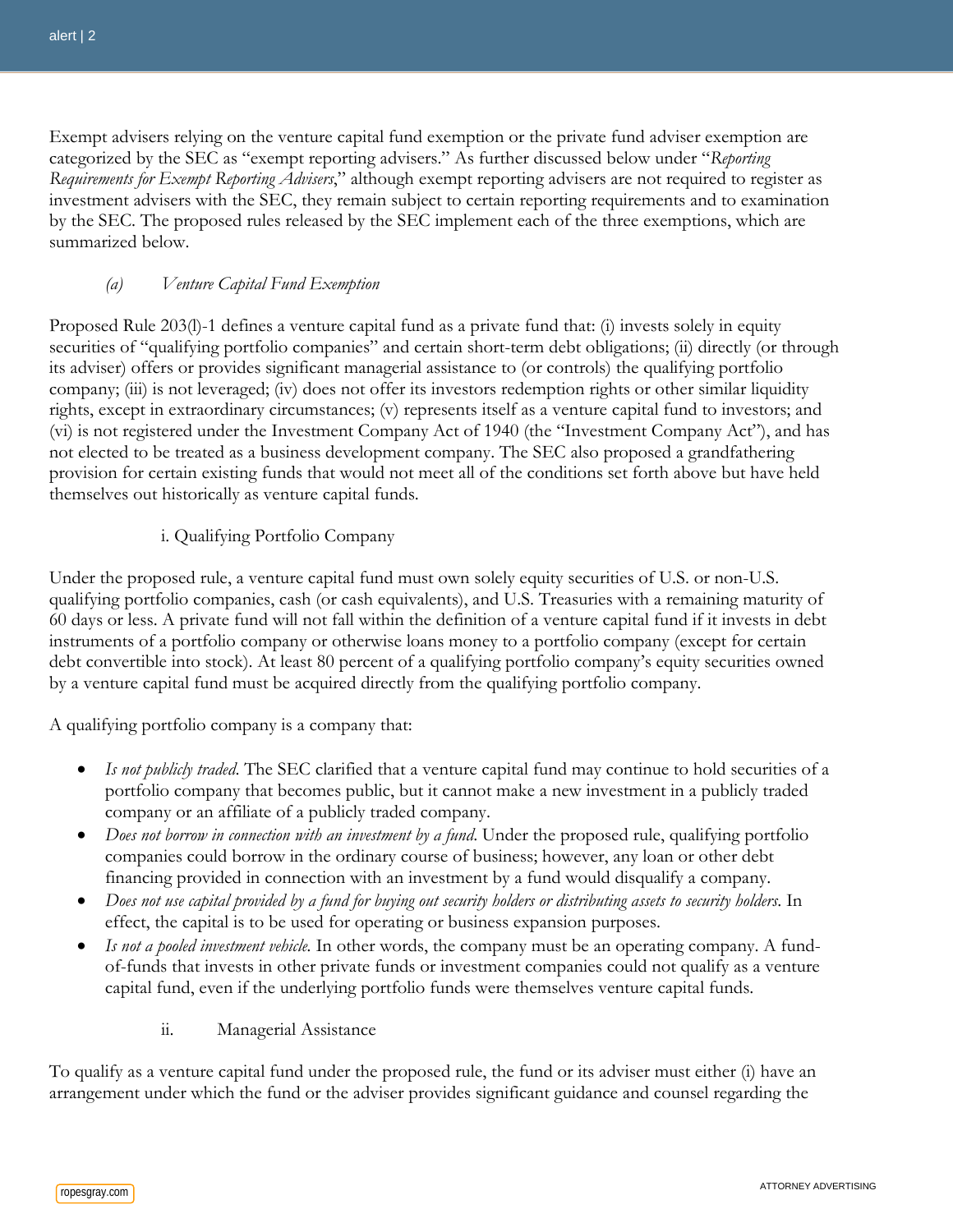Exempt advisers relying on the venture capital fund exemption or the private fund adviser exemption are categorized by the SEC as "exempt reporting advisers." As further discussed below under "*Reporting Requirements for Exempt Reporting Advisers*," although exempt reporting advisers are not required to register as investment advisers with the SEC, they remain subject to certain reporting requirements and to examination by the SEC. The proposed rules released by the SEC implement each of the three exemptions, which are summarized below.

### *(a) Venture Capital Fund Exemption*

Proposed Rule 203(l)-1 defines a venture capital fund as a private fund that: (i) invests solely in equity securities of "qualifying portfolio companies" and certain short-term debt obligations; (ii) directly (or through its adviser) offers or provides significant managerial assistance to (or controls) the qualifying portfolio company; (iii) is not leveraged; (iv) does not offer its investors redemption rights or other similar liquidity rights, except in extraordinary circumstances; (v) represents itself as a venture capital fund to investors; and (vi) is not registered under the Investment Company Act of 1940 (the "Investment Company Act"), and has not elected to be treated as a business development company. The SEC also proposed a grandfathering provision for certain existing funds that would not meet all of the conditions set forth above but have held themselves out historically as venture capital funds.

#### i. Qualifying Portfolio Company

Under the proposed rule, a venture capital fund must own solely equity securities of U.S. or non-U.S. qualifying portfolio companies, cash (or cash equivalents), and U.S. Treasuries with a remaining maturity of 60 days or less. A private fund will not fall within the definition of a venture capital fund if it invests in debt instruments of a portfolio company or otherwise loans money to a portfolio company (except for certain debt convertible into stock). At least 80 percent of a qualifying portfolio company's equity securities owned by a venture capital fund must be acquired directly from the qualifying portfolio company.

A qualifying portfolio company is a company that:

- *Is not publicly traded.* The SEC clarified that a venture capital fund may continue to hold securities of a portfolio company that becomes public, but it cannot make a new investment in a publicly traded company or an affiliate of a publicly traded company.
- *Does not borrow in connection with an investment by a fund.* Under the proposed rule, qualifying portfolio companies could borrow in the ordinary course of business; however, any loan or other debt financing provided in connection with an investment by a fund would disqualify a company.
- *Does not use capital provided by a fund for buying out security holders or distributing assets to security holders.* In effect, the capital is to be used for operating or business expansion purposes.
- *Is not a pooled investment vehicle.* In other words, the company must be an operating company. A fund-of-funds that invests in other private funds or investment companies could not qualify as a venture capital fund, even if the underlying portfolio funds were themselves venture capital funds.

#### ii. Managerial Assistance

To qualify as a venture capital fund under the proposed rule, the fund or its adviser must either (i) have an arrangement under which the fund or the adviser provides significant guidance and counsel regarding the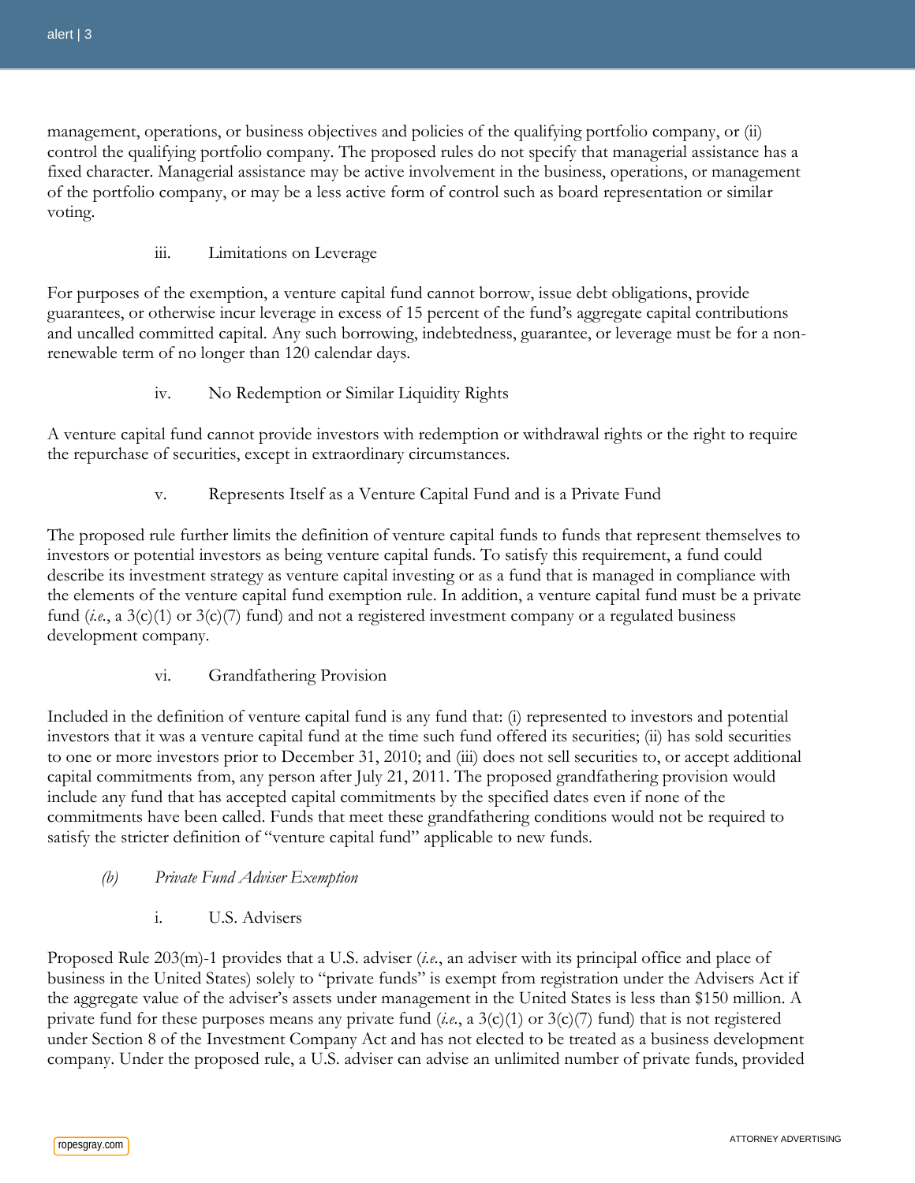management, operations, or business objectives and policies of the qualifying portfolio company, or (ii) control the qualifying portfolio company. The proposed rules do not specify that managerial assistance has a fixed character. Managerial assistance may be active involvement in the business, operations, or management of the portfolio company, or may be a less active form of control such as board representation or similar voting.

iii. Limitations on Leverage

For purposes of the exemption, a venture capital fund cannot borrow, issue debt obligations, provide guarantees, or otherwise incur leverage in excess of 15 percent of the fund's aggregate capital contributions and uncalled committed capital. Any such borrowing, indebtedness, guarantee, or leverage must be for a non-renewable term of no longer than 120 calendar days.

iv. No Redemption or Similar Liquidity Rights

A venture capital fund cannot provide investors with redemption or withdrawal rights or the right to require the repurchase of securities, except in extraordinary circumstances.

v. Represents Itself as a Venture Capital Fund and is a Private Fund

The proposed rule further limits the definition of venture capital funds to funds that represent themselves to investors or potential investors as being venture capital funds. To satisfy this requirement, a fund could describe its investment strategy as venture capital investing or as a fund that is managed in compliance with the elements of the venture capital fund exemption rule. In addition, a venture capital fund must be a private fund (*i.e.*, a 3(c)(1) or 3(c)(7) fund) and not a registered investment company or a regulated business development company.

vi. Grandfathering Provision

Included in the definition of venture capital fund is any fund that: (i) represented to investors and potential investors that it was a venture capital fund at the time such fund offered its securities; (ii) has sold securities to one or more investors prior to December 31, 2010; and (iii) does not sell securities to, or accept additional capital commitments from, any person after July 21, 2011. The proposed grandfathering provision would include any fund that has accepted capital commitments by the specified dates even if none of the commitments have been called. Funds that meet these grandfathering conditions would not be required to satisfy the stricter definition of "venture capital fund" applicable to new funds.

*(b) Private Fund Adviser Exemption*

i. U.S. Advisers

Proposed Rule 203(m)-1 provides that a U.S. adviser (*i.e.*, an adviser with its principal office and place of business in the United States) solely to "private funds" is exempt from registration under the Advisers Act if the aggregate value of the adviser's assets under management in the United States is less than $150 million. A private fund for these purposes means any private fund (*i.e.*, a 3(c)(1) or 3(c)(7) fund) that is not registered under Section 8 of the Investment Company Act and has not elected to be treated as a business development company. Under the proposed rule, a U.S. adviser can advise an unlimited number of private funds, provided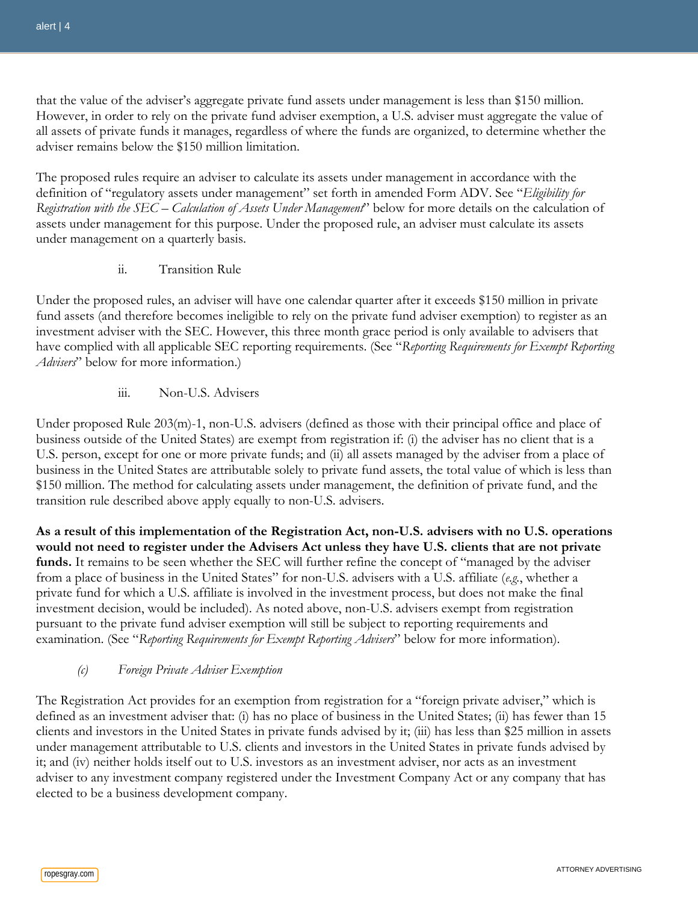that the value of the adviser's aggregate private fund assets under management is less than $150 million. However, in order to rely on the private fund adviser exemption, a U.S. adviser must aggregate the value of all assets of private funds it manages, regardless of where the funds are organized, to determine whether the adviser remains below the $150 million limitation.

The proposed rules require an adviser to calculate its assets under management in accordance with the definition of "regulatory assets under management" set forth in amended Form ADV. See "*Eligibility for Registration with the SEC – Calculation of Assets Under Management*" below for more details on the calculation of assets under management for this purpose. Under the proposed rule, an adviser must calculate its assets under management on a quarterly basis.

ii. Transition Rule

Under the proposed rules, an adviser will have one calendar quarter after it exceeds $150 million in private fund assets (and therefore becomes ineligible to rely on the private fund adviser exemption) to register as an investment adviser with the SEC. However, this three month grace period is only available to advisers that have complied with all applicable SEC reporting requirements. (See "*Reporting Requirements for Exempt Reporting Advisers*" below for more information.)

iii. Non-U.S. Advisers

Under proposed Rule 203(m)-1, non-U.S. advisers (defined as those with their principal office and place of business outside of the United States) are exempt from registration if: (i) the adviser has no client that is a U.S. person, except for one or more private funds; and (ii) all assets managed by the adviser from a place of business in the United States are attributable solely to private fund assets, the total value of which is less than $150 million. The method for calculating assets under management, the definition of private fund, and the transition rule described above apply equally to non-U.S. advisers.

**As a result of this implementation of the Registration Act, non-U.S. advisers with no U.S. operations would not need to register under the Advisers Act unless they have U.S. clients that are not private funds.** It remains to be seen whether the SEC will further refine the concept of "managed by the adviser from a place of business in the United States" for non-U.S. advisers with a U.S. affiliate (*e.g.*, whether a private fund for which a U.S. affiliate is involved in the investment process, but does not make the final investment decision, would be included). As noted above, non-U.S. advisers exempt from registration pursuant to the private fund adviser exemption will still be subject to reporting requirements and examination. (See "*Reporting Requirements for Exempt Reporting Advisers*" below for more information).

*(c) Foreign Private Adviser Exemption*

The Registration Act provides for an exemption from registration for a "foreign private adviser," which is defined as an investment adviser that: (i) has no place of business in the United States; (ii) has fewer than 15 clients and investors in the United States in private funds advised by it; (iii) has less than $25 million in assets under management attributable to U.S. clients and investors in the United States in private funds advised by it; and (iv) neither holds itself out to U.S. investors as an investment adviser, nor acts as an investment adviser to any investment company registered under the Investment Company Act or any company that has elected to be a business development company.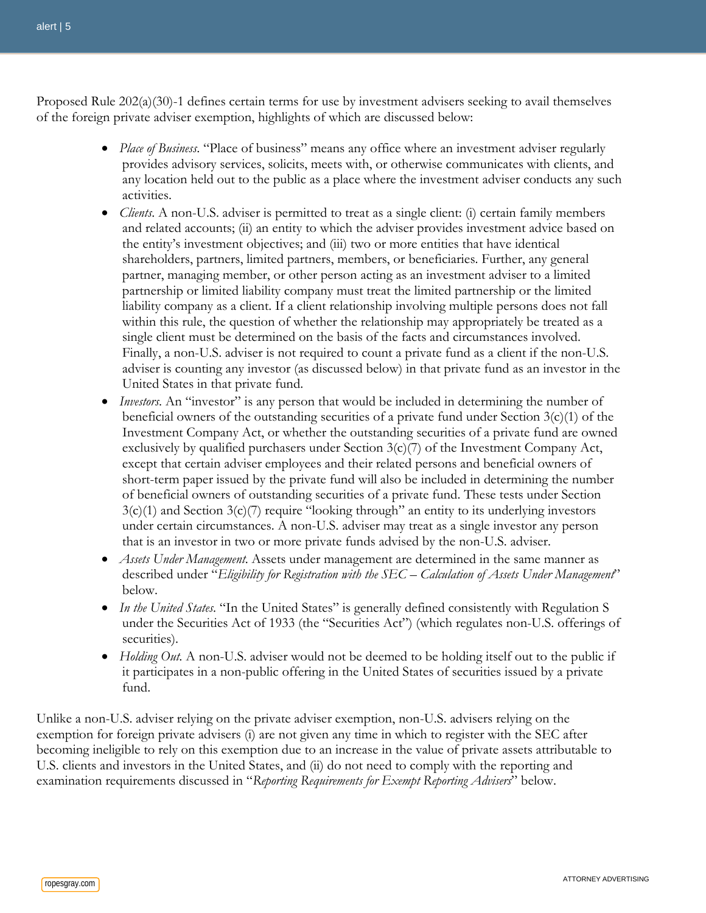Proposed Rule 202(a)(30)-1 defines certain terms for use by investment advisers seeking to avail themselves of the foreign private adviser exemption, highlights of which are discussed below:

- *Place of Business.* "Place of business" means any office where an investment adviser regularly provides advisory services, solicits, meets with, or otherwise communicates with clients, and any location held out to the public as a place where the investment adviser conducts any such activities.
- *Clients.* A non-U.S. adviser is permitted to treat as a single client: (i) certain family members and related accounts; (ii) an entity to which the adviser provides investment advice based on the entity's investment objectives; and (iii) two or more entities that have identical shareholders, partners, limited partners, members, or beneficiaries. Further, any general partner, managing member, or other person acting as an investment adviser to a limited partnership or limited liability company must treat the limited partnership or the limited liability company as a client. If a client relationship involving multiple persons does not fall within this rule, the question of whether the relationship may appropriately be treated as a single client must be determined on the basis of the facts and circumstances involved. Finally, a non-U.S. adviser is not required to count a private fund as a client if the non-U.S. adviser is counting any investor (as discussed below) in that private fund as an investor in the United States in that private fund.
- *Investors.* An "investor" is any person that would be included in determining the number of beneficial owners of the outstanding securities of a private fund under Section 3(c)(1) of the Investment Company Act, or whether the outstanding securities of a private fund are owned exclusively by qualified purchasers under Section 3(c)(7) of the Investment Company Act, except that certain adviser employees and their related persons and beneficial owners of short-term paper issued by the private fund will also be included in determining the number of beneficial owners of outstanding securities of a private fund. These tests under Section 3(c)(1) and Section 3(c)(7) require "looking through" an entity to its underlying investors under certain circumstances. A non-U.S. adviser may treat as a single investor any person that is an investor in two or more private funds advised by the non-U.S. adviser.
- *Assets Under Management.* Assets under management are determined in the same manner as described under "*Eligibility for Registration with the SEC – Calculation of Assets Under Management*" below.
- *In the United States.* "In the United States" is generally defined consistently with Regulation S under the Securities Act of 1933 (the "Securities Act") (which regulates non-U.S. offerings of securities).
- *Holding Out.* A non-U.S. adviser would not be deemed to be holding itself out to the public if it participates in a non-public offering in the United States of securities issued by a private fund.

Unlike a non-U.S. adviser relying on the private adviser exemption, non-U.S. advisers relying on the exemption for foreign private advisers (i) are not given any time in which to register with the SEC after becoming ineligible to rely on this exemption due to an increase in the value of private assets attributable to U.S. clients and investors in the United States, and (ii) do not need to comply with the reporting and examination requirements discussed in "*Reporting Requirements for Exempt Reporting Advisers*" below.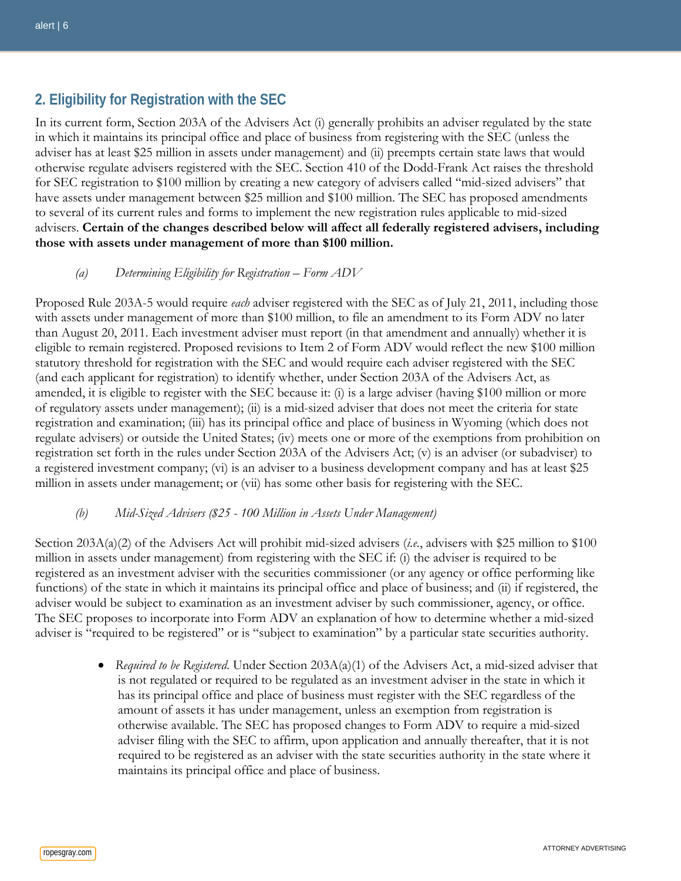## 2. Eligibility for Registration with the SEC

In its current form, Section 203A of the Advisers Act (i) generally prohibits an adviser regulated by the state in which it maintains its principal office and place of business from registering with the SEC (unless the adviser has at least $25 million in assets under management) and (ii) preempts certain state laws that would otherwise regulate advisers registered with the SEC. Section 410 of the Dodd-Frank Act raises the threshold for SEC registration to $100 million by creating a new category of advisers called "mid-sized advisers" that have assets under management between $25 million and $100 million. The SEC has proposed amendments to several of its current rules and forms to implement the new registration rules applicable to mid-sized advisers. **Certain of the changes described below will affect all federally registered advisers, including those with assets under management of more than $100 million.**

*(a) Determining Eligibility for Registration – Form ADV*

Proposed Rule 203A-5 would require *each* adviser registered with the SEC as of July 21, 2011, including those with assets under management of more than $100 million, to file an amendment to its Form ADV no later than August 20, 2011. Each investment adviser must report (in that amendment and annually) whether it is eligible to remain registered. Proposed revisions to Item 2 of Form ADV would reflect the new $100 million statutory threshold for registration with the SEC and would require each adviser registered with the SEC (and each applicant for registration) to identify whether, under Section 203A of the Advisers Act, as amended, it is eligible to register with the SEC because it: (i) is a large adviser (having $100 million or more of regulatory assets under management); (ii) is a mid-sized adviser that does not meet the criteria for state registration and examination; (iii) has its principal office and place of business in Wyoming (which does not regulate advisers) or outside the United States; (iv) meets one or more of the exemptions from prohibition on registration set forth in the rules under Section 203A of the Advisers Act; (v) is an adviser (or subadviser) to a registered investment company; (vi) is an adviser to a business development company and has at least $25 million in assets under management; or (vii) has some other basis for registering with the SEC.

*(b) Mid-Sized Advisers ($25 - 100 Million in Assets Under Management)*

Section 203A(a)(2) of the Advisers Act will prohibit mid-sized advisers (*i.e.*, advisers with $25 million to $100 million in assets under management) from registering with the SEC if: (i) the adviser is required to be registered as an investment adviser with the securities commissioner (or any agency or office performing like functions) of the state in which it maintains its principal office and place of business; and (ii) if registered, the adviser would be subject to examination as an investment adviser by such commissioner, agency, or office. The SEC proposes to incorporate into Form ADV an explanation of how to determine whether a mid-sized adviser is "required to be registered" or is "subject to examination" by a particular state securities authority.

- *Required to be Registered.* Under Section 203A(a)(1) of the Advisers Act, a mid-sized adviser that is not regulated or required to be regulated as an investment adviser in the state in which it has its principal office and place of business must register with the SEC regardless of the amount of assets it has under management, unless an exemption from registration is otherwise available. The SEC has proposed changes to Form ADV to require a mid-sized adviser filing with the SEC to affirm, upon application and annually thereafter, that it is not required to be registered as an adviser with the state securities authority in the state where it maintains its principal office and place of business.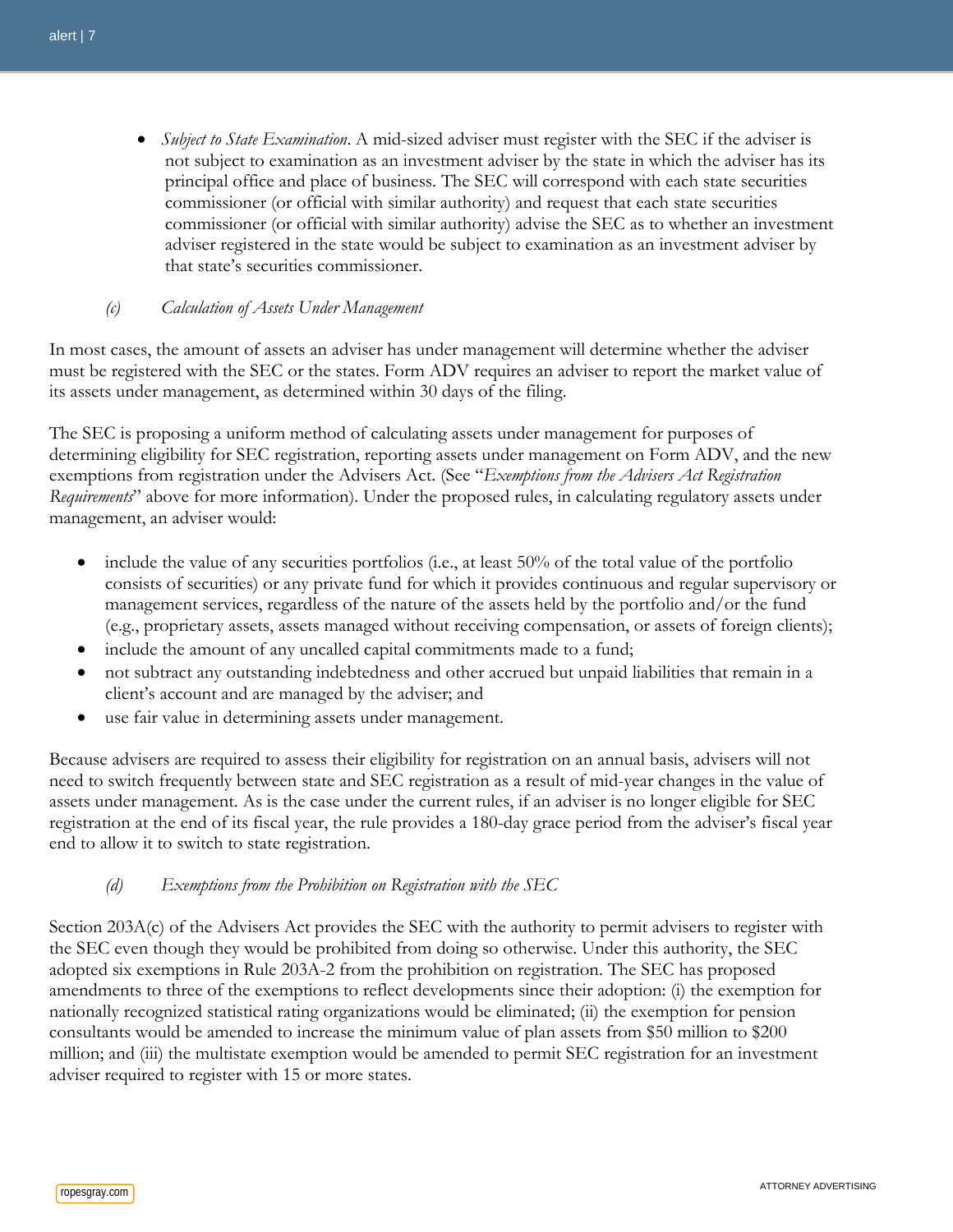- *Subject to State Examination*. A mid-sized adviser must register with the SEC if the adviser is not subject to examination as an investment adviser by the state in which the adviser has its principal office and place of business. The SEC will correspond with each state securities commissioner (or official with similar authority) and request that each state securities commissioner (or official with similar authority) advise the SEC as to whether an investment adviser registered in the state would be subject to examination as an investment adviser by that state's securities commissioner.

### *(c) Calculation of Assets Under Management*

In most cases, the amount of assets an adviser has under management will determine whether the adviser must be registered with the SEC or the states. Form ADV requires an adviser to report the market value of its assets under management, as determined within 30 days of the filing.

The SEC is proposing a uniform method of calculating assets under management for purposes of determining eligibility for SEC registration, reporting assets under management on Form ADV, and the new exemptions from registration under the Advisers Act. (See "*Exemptions from the Advisers Act Registration Requirements*" above for more information). Under the proposed rules, in calculating regulatory assets under management, an adviser would:

- include the value of any securities portfolios (i.e., at least 50% of the total value of the portfolio consists of securities) or any private fund for which it provides continuous and regular supervisory or management services, regardless of the nature of the assets held by the portfolio and/or the fund (e.g., proprietary assets, assets managed without receiving compensation, or assets of foreign clients);
- include the amount of any uncalled capital commitments made to a fund;
- not subtract any outstanding indebtedness and other accrued but unpaid liabilities that remain in a client's account and are managed by the adviser; and
- use fair value in determining assets under management.

Because advisers are required to assess their eligibility for registration on an annual basis, advisers will not need to switch frequently between state and SEC registration as a result of mid-year changes in the value of assets under management. As is the case under the current rules, if an adviser is no longer eligible for SEC registration at the end of its fiscal year, the rule provides a 180-day grace period from the adviser's fiscal year end to allow it to switch to state registration.

### *(d) Exemptions from the Prohibition on Registration with the SEC*

Section 203A(c) of the Advisers Act provides the SEC with the authority to permit advisers to register with the SEC even though they would be prohibited from doing so otherwise. Under this authority, the SEC adopted six exemptions in Rule 203A-2 from the prohibition on registration. The SEC has proposed amendments to three of the exemptions to reflect developments since their adoption: (i) the exemption for nationally recognized statistical rating organizations would be eliminated; (ii) the exemption for pension consultants would be amended to increase the minimum value of plan assets from $50 million to $200 million; and (iii) the multistate exemption would be amended to permit SEC registration for an investment adviser required to register with 15 or more states.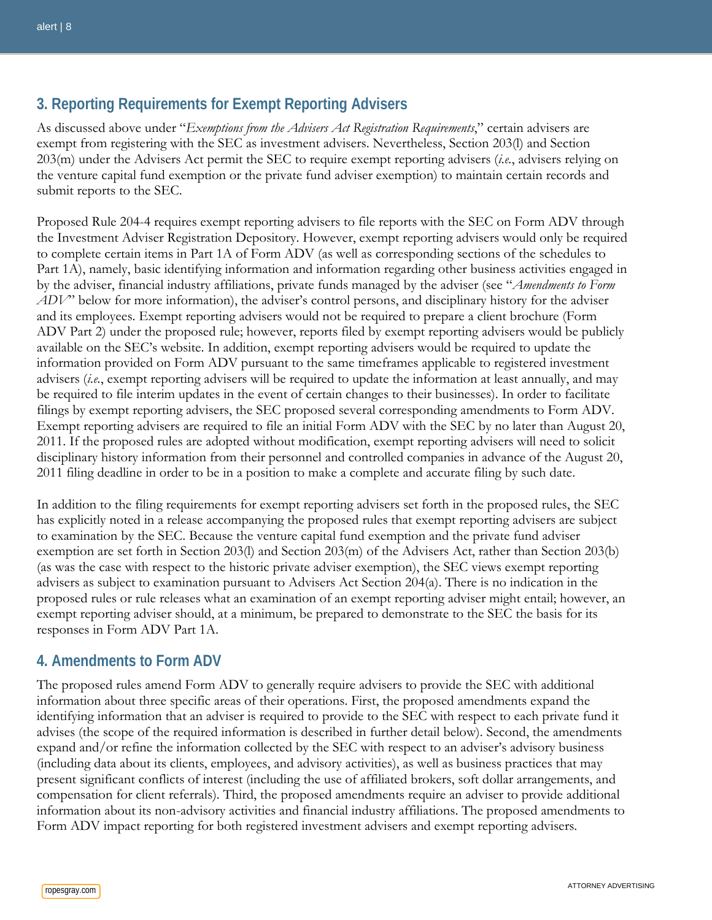## 3. Reporting Requirements for Exempt Reporting Advisers

As discussed above under "*Exemptions from the Advisers Act Registration Requirements*," certain advisers are exempt from registering with the SEC as investment advisers. Nevertheless, Section 203(l) and Section 203(m) under the Advisers Act permit the SEC to require exempt reporting advisers (*i.e.*, advisers relying on the venture capital fund exemption or the private fund adviser exemption) to maintain certain records and submit reports to the SEC.

Proposed Rule 204-4 requires exempt reporting advisers to file reports with the SEC on Form ADV through the Investment Adviser Registration Depository. However, exempt reporting advisers would only be required to complete certain items in Part 1A of Form ADV (as well as corresponding sections of the schedules to Part 1A), namely, basic identifying information and information regarding other business activities engaged in by the adviser, financial industry affiliations, private funds managed by the adviser (see "*Amendments to Form ADV*" below for more information), the adviser's control persons, and disciplinary history for the adviser and its employees. Exempt reporting advisers would not be required to prepare a client brochure (Form ADV Part 2) under the proposed rule; however, reports filed by exempt reporting advisers would be publicly available on the SEC's website. In addition, exempt reporting advisers would be required to update the information provided on Form ADV pursuant to the same timeframes applicable to registered investment advisers (*i.e.*, exempt reporting advisers will be required to update the information at least annually, and may be required to file interim updates in the event of certain changes to their businesses). In order to facilitate filings by exempt reporting advisers, the SEC proposed several corresponding amendments to Form ADV. Exempt reporting advisers are required to file an initial Form ADV with the SEC by no later than August 20, 2011. If the proposed rules are adopted without modification, exempt reporting advisers will need to solicit disciplinary history information from their personnel and controlled companies in advance of the August 20, 2011 filing deadline in order to be in a position to make a complete and accurate filing by such date.

In addition to the filing requirements for exempt reporting advisers set forth in the proposed rules, the SEC has explicitly noted in a release accompanying the proposed rules that exempt reporting advisers are subject to examination by the SEC. Because the venture capital fund exemption and the private fund adviser exemption are set forth in Section 203(l) and Section 203(m) of the Advisers Act, rather than Section 203(b) (as was the case with respect to the historic private adviser exemption), the SEC views exempt reporting advisers as subject to examination pursuant to Advisers Act Section 204(a). There is no indication in the proposed rules or rule releases what an examination of an exempt reporting adviser might entail; however, an exempt reporting adviser should, at a minimum, be prepared to demonstrate to the SEC the basis for its responses in Form ADV Part 1A.

## 4. Amendments to Form ADV

The proposed rules amend Form ADV to generally require advisers to provide the SEC with additional information about three specific areas of their operations. First, the proposed amendments expand the identifying information that an adviser is required to provide to the SEC with respect to each private fund it advises (the scope of the required information is described in further detail below). Second, the amendments expand and/or refine the information collected by the SEC with respect to an adviser's advisory business (including data about its clients, employees, and advisory activities), as well as business practices that may present significant conflicts of interest (including the use of affiliated brokers, soft dollar arrangements, and compensation for client referrals). Third, the proposed amendments require an adviser to provide additional information about its non-advisory activities and financial industry affiliations. The proposed amendments to Form ADV impact reporting for both registered investment advisers and exempt reporting advisers.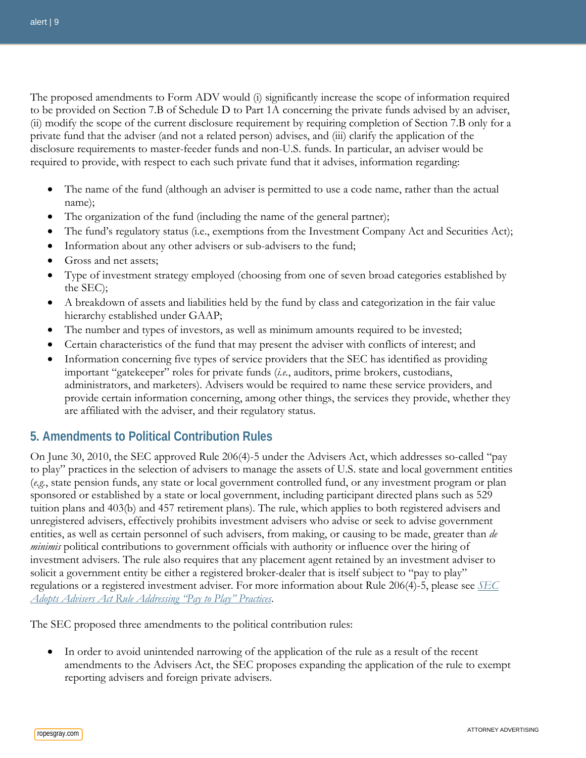The proposed amendments to Form ADV would (i) significantly increase the scope of information required to be provided on Section 7.B of Schedule D to Part 1A concerning the private funds advised by an adviser, (ii) modify the scope of the current disclosure requirement by requiring completion of Section 7.B only for a private fund that the adviser (and not a related person) advises, and (iii) clarify the application of the disclosure requirements to master-feeder funds and non-U.S. funds. In particular, an adviser would be required to provide, with respect to each such private fund that it advises, information regarding:

- The name of the fund (although an adviser is permitted to use a code name, rather than the actual name);
- The organization of the fund (including the name of the general partner);
- The fund's regulatory status (i.e., exemptions from the Investment Company Act and Securities Act);
- Information about any other advisers or sub-advisers to the fund;
- Gross and net assets;
- Type of investment strategy employed (choosing from one of seven broad categories established by the SEC);
- A breakdown of assets and liabilities held by the fund by class and categorization in the fair value hierarchy established under GAAP;
- The number and types of investors, as well as minimum amounts required to be invested;
- Certain characteristics of the fund that may present the adviser with conflicts of interest; and
- Information concerning five types of service providers that the SEC has identified as providing important "gatekeeper" roles for private funds (*i.e.*, auditors, prime brokers, custodians, administrators, and marketers). Advisers would be required to name these service providers, and provide certain information concerning, among other things, the services they provide, whether they are affiliated with the adviser, and their regulatory status.

## 5. Amendments to Political Contribution Rules

On June 30, 2010, the SEC approved Rule 206(4)-5 under the Advisers Act, which addresses so-called "pay to play" practices in the selection of advisers to manage the assets of U.S. state and local government entities (*e.g.*, state pension funds, any state or local government controlled fund, or any investment program or plan sponsored or established by a state or local government, including participant directed plans such as 529 tuition plans and 403(b) and 457 retirement plans). The rule, which applies to both registered advisers and unregistered advisers, effectively prohibits investment advisers who advise or seek to advise government entities, as well as certain personnel of such advisers, from making, or causing to be made, greater than *de minimis* political contributions to government officials with authority or influence over the hiring of investment advisers. The rule also requires that any placement agent retained by an investment adviser to solicit a government entity be either a registered broker-dealer that is itself subject to "pay to play" regulations or a registered investment adviser. For more information about Rule 206(4)-5, please see *SEC Adopts Advisers Act Rule Addressing "Pay to Play" Practices*.

The SEC proposed three amendments to the political contribution rules:

- In order to avoid unintended narrowing of the application of the rule as a result of the recent amendments to the Advisers Act, the SEC proposes expanding the application of the rule to exempt reporting advisers and foreign private advisers.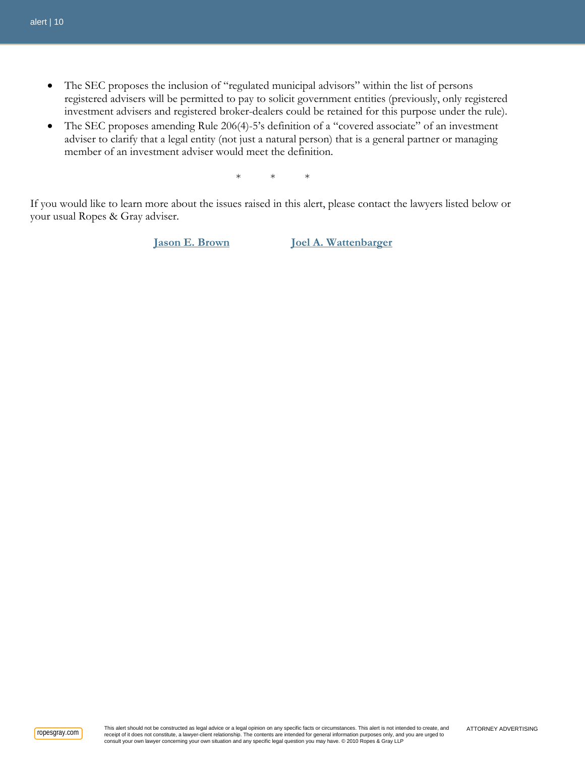- The SEC proposes the inclusion of "regulated municipal advisors" within the list of persons registered advisers will be permitted to pay to solicit government entities (previously, only registered investment advisers and registered broker-dealers could be retained for this purpose under the rule).
- The SEC proposes amending Rule 206(4)-5's definition of a "covered associate" of an investment adviser to clarify that a legal entity (not just a natural person) that is a general partner or managing member of an investment adviser would meet the definition.

\*    \*    \*

If you would like to learn more about the issues raised in this alert, please contact the lawyers listed below or your usual Ropes & Gray adviser.

**Jason E. Brown**    **Joel A. Wattenbarger**

ropesgray.com

This alert should not be constructed as legal advice or a legal opinion on any specific facts or circumstances. This alert is not intended to create, and receipt of it does not constitute, a lawyer-client relationship. The contents are intended for general information purposes only, and you are urged to consult your own lawyer concerning your own situation and any specific legal question you may have. © 2010 Ropes & Gray LLP

ATTORNEY ADVERTISING